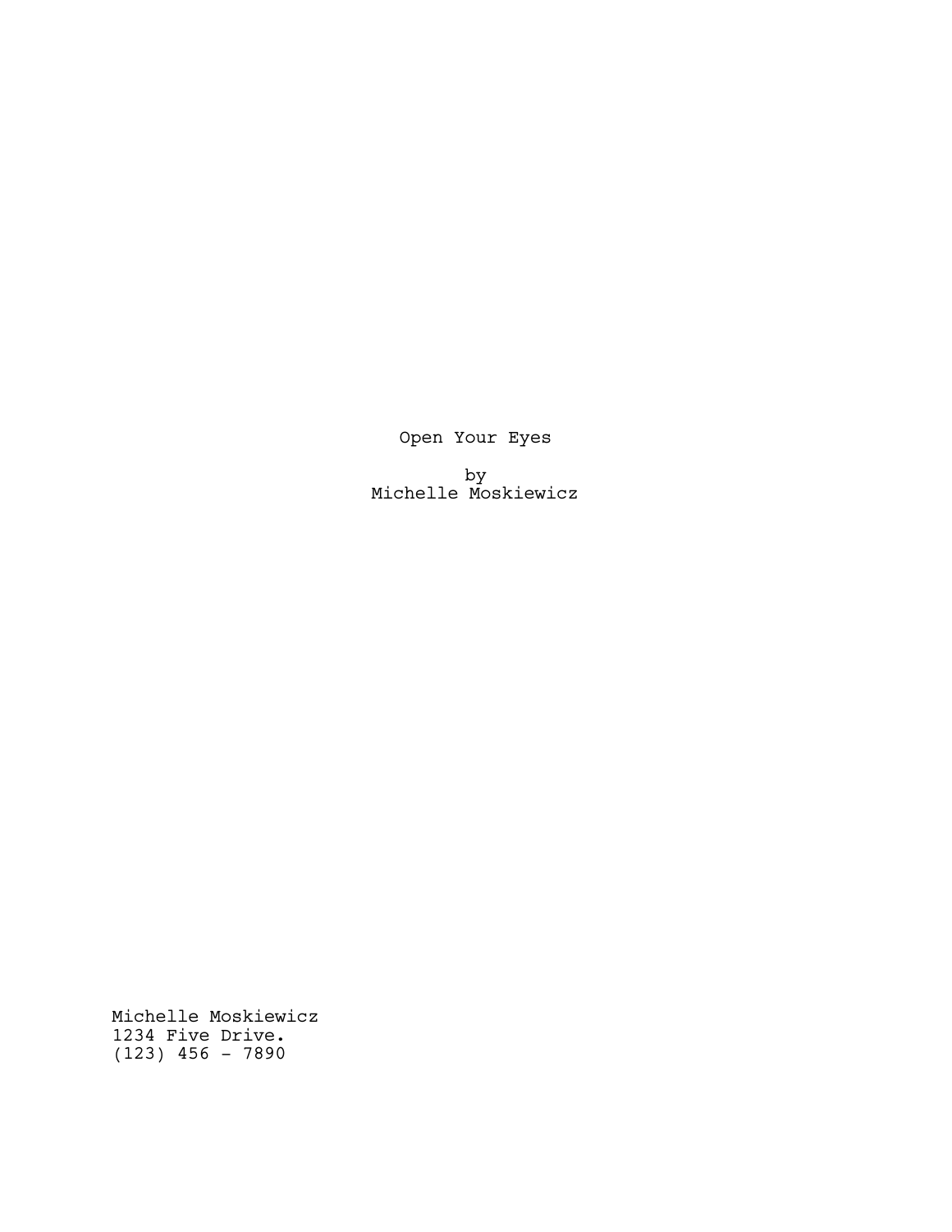# Open Your Eyes

by
Michelle Moskiewicz

Michelle Moskiewicz
1234 Five Drive.
(123) 456 - 7890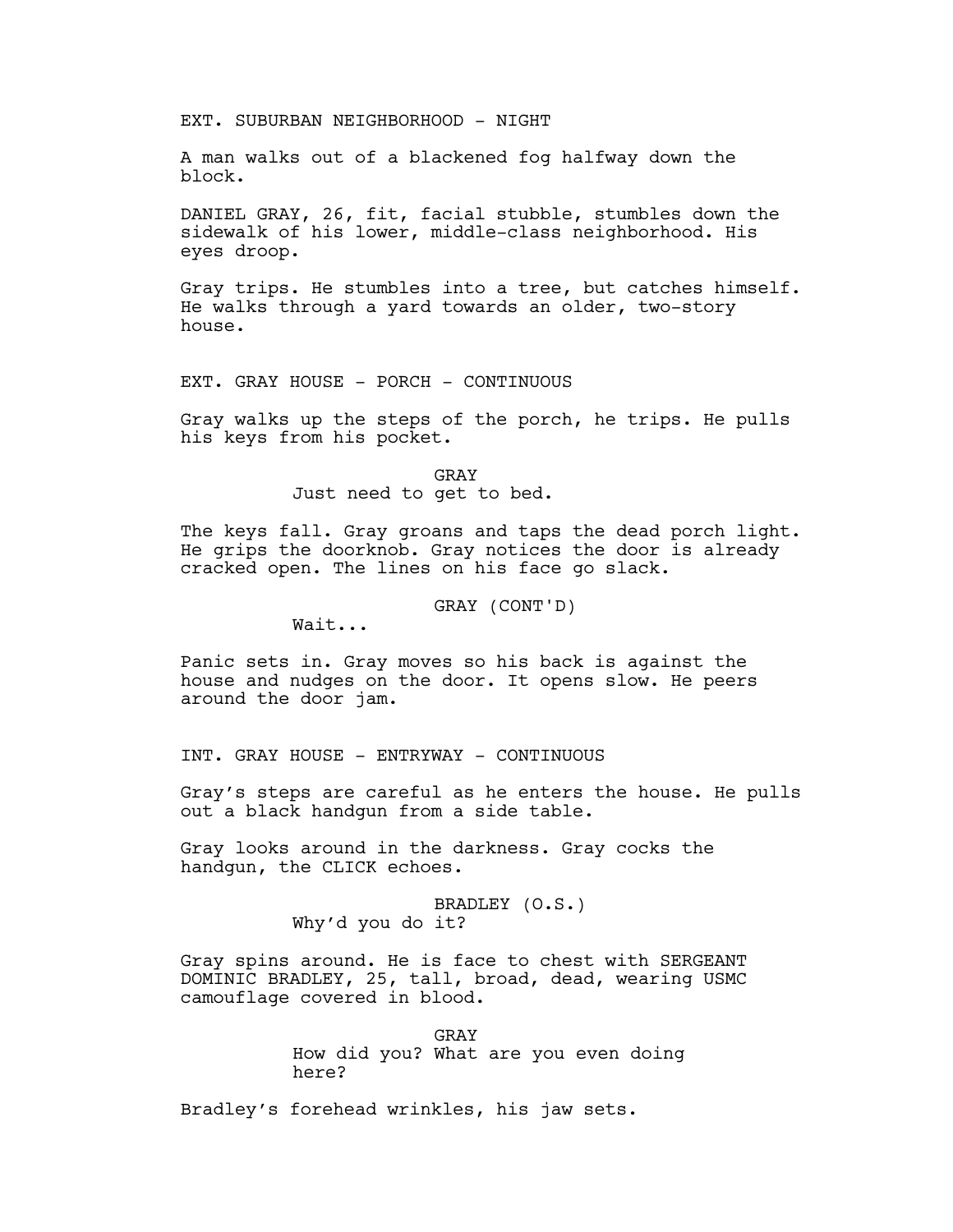EXT. SUBURBAN NEIGHBORHOOD - NIGHT

A man walks out of a blackened fog halfway down the block.

DANIEL GRAY, 26, fit, facial stubble, stumbles down the sidewalk of his lower, middle-class neighborhood. His eyes droop.

Gray trips. He stumbles into a tree, but catches himself. He walks through a yard towards an older, two-story house.

EXT. GRAY HOUSE - PORCH - CONTINUOUS

Gray walks up the steps of the porch, he trips. He pulls his keys from his pocket.

GRAY
Just need to get to bed.

The keys fall. Gray groans and taps the dead porch light. He grips the doorknob. Gray notices the door is already cracked open. The lines on his face go slack.

GRAY (CONT'D)
Wait...

Panic sets in. Gray moves so his back is against the house and nudges on the door. It opens slow. He peers around the door jam.

INT. GRAY HOUSE - ENTRYWAY - CONTINUOUS

Gray's steps are careful as he enters the house. He pulls out a black handgun from a side table.

Gray looks around in the darkness. Gray cocks the handgun, the CLICK echoes.

BRADLEY (O.S.)
Why'd you do it?

Gray spins around. He is face to chest with SERGEANT DOMINIC BRADLEY, 25, tall, broad, dead, wearing USMC camouflage covered in blood.

GRAY
How did you? What are you even doing here?

Bradley's forehead wrinkles, his jaw sets.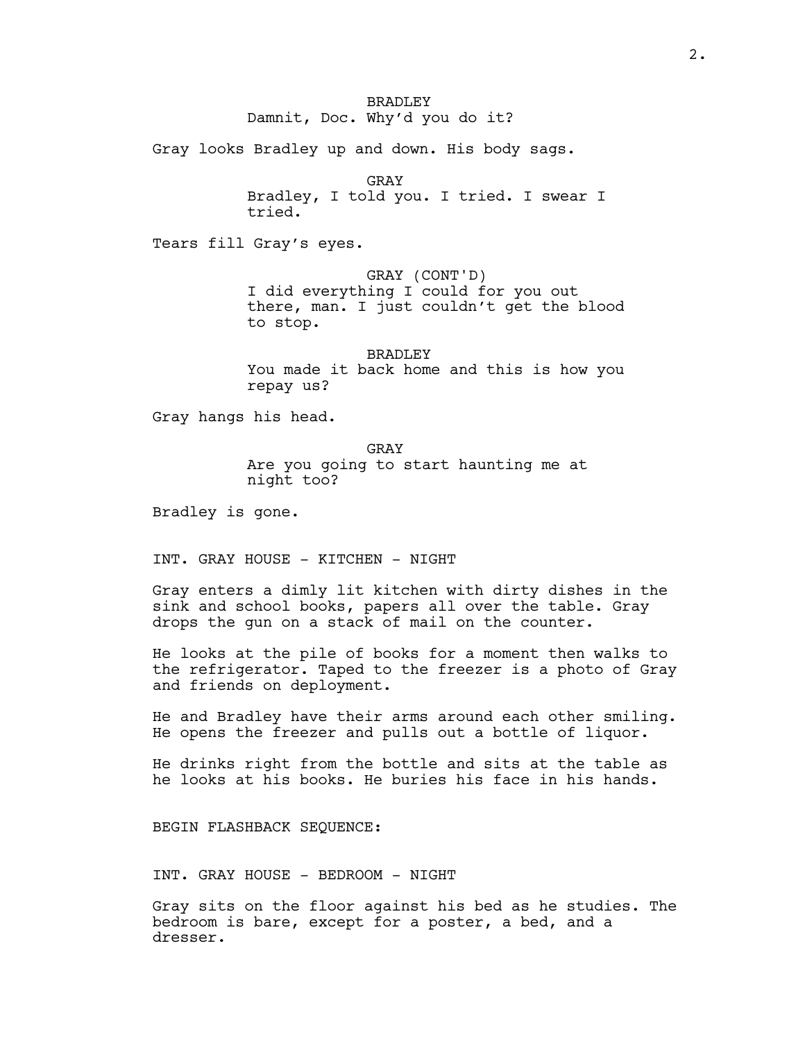BRADLEY
Damnit, Doc. Why'd you do it?

Gray looks Bradley up and down. His body sags.

GRAY
Bradley, I told you. I tried. I swear I tried.

Tears fill Gray's eyes.

GRAY (CONT'D)
I did everything I could for you out there, man. I just couldn't get the blood to stop.

BRADLEY
You made it back home and this is how you repay us?

Gray hangs his head.

GRAY
Are you going to start haunting me at night too?

Bradley is gone.

INT. GRAY HOUSE - KITCHEN - NIGHT

Gray enters a dimly lit kitchen with dirty dishes in the sink and school books, papers all over the table. Gray drops the gun on a stack of mail on the counter.

He looks at the pile of books for a moment then walks to the refrigerator. Taped to the freezer is a photo of Gray and friends on deployment.

He and Bradley have their arms around each other smiling. He opens the freezer and pulls out a bottle of liquor.

He drinks right from the bottle and sits at the table as he looks at his books. He buries his face in his hands.

BEGIN FLASHBACK SEQUENCE:

INT. GRAY HOUSE - BEDROOM - NIGHT

Gray sits on the floor against his bed as he studies. The bedroom is bare, except for a poster, a bed, and a dresser.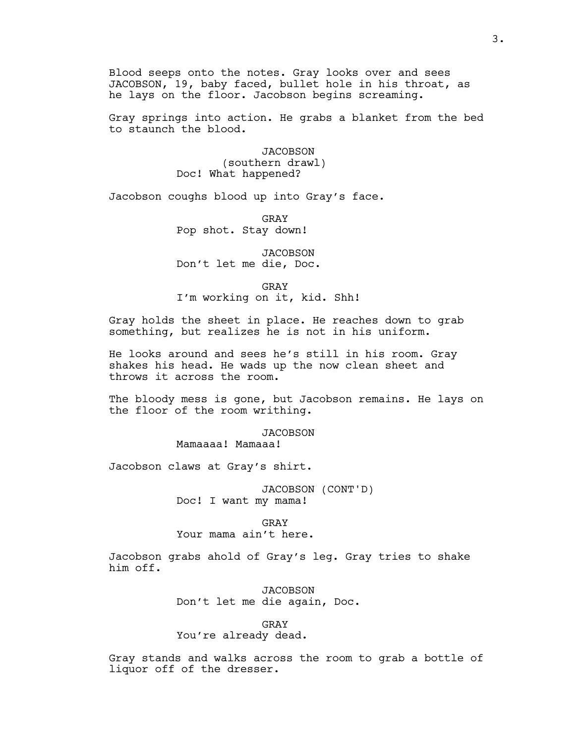Blood seeps onto the notes. Gray looks over and sees JACOBSON, 19, baby faced, bullet hole in his throat, as he lays on the floor. Jacobson begins screaming.

Gray springs into action. He grabs a blanket from the bed to staunch the blood.

JACOBSON
(southern drawl)
Doc! What happened?

Jacobson coughs blood up into Gray's face.

GRAY
Pop shot. Stay down!

JACOBSON
Don't let me die, Doc.

GRAY
I'm working on it, kid. Shh!

Gray holds the sheet in place. He reaches down to grab something, but realizes he is not in his uniform.

He looks around and sees he's still in his room. Gray shakes his head. He wads up the now clean sheet and throws it across the room.

The bloody mess is gone, but Jacobson remains. He lays on the floor of the room writhing.

JACOBSON
Mamaaaa! Mamaaa!

Jacobson claws at Gray's shirt.

JACOBSON (CONT'D)
Doc! I want my mama!

GRAY
Your mama ain't here.

Jacobson grabs ahold of Gray's leg. Gray tries to shake him off.

JACOBSON
Don't let me die again, Doc.

GRAY
You're already dead.

Gray stands and walks across the room to grab a bottle of liquor off of the dresser.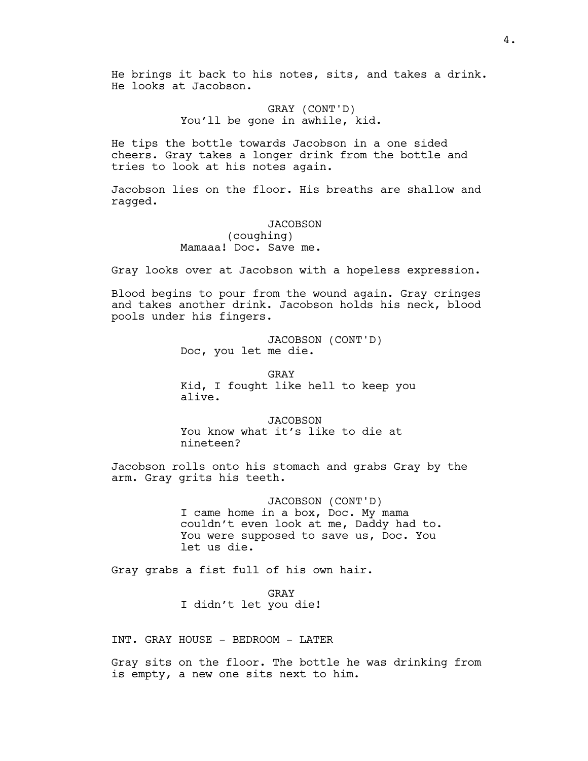He brings it back to his notes, sits, and takes a drink. He looks at Jacobson.

GRAY (CONT'D)
You'll be gone in awhile, kid.

He tips the bottle towards Jacobson in a one sided cheers. Gray takes a longer drink from the bottle and tries to look at his notes again.

Jacobson lies on the floor. His breaths are shallow and ragged.

JACOBSON
(coughing)
Mamaaa! Doc. Save me.

Gray looks over at Jacobson with a hopeless expression.

Blood begins to pour from the wound again. Gray cringes and takes another drink. Jacobson holds his neck, blood pools under his fingers.

JACOBSON (CONT'D)
Doc, you let me die.

GRAY
Kid, I fought like hell to keep you alive.

JACOBSON
You know what it's like to die at nineteen?

Jacobson rolls onto his stomach and grabs Gray by the arm. Gray grits his teeth.

JACOBSON (CONT'D)
I came home in a box, Doc. My mama couldn't even look at me, Daddy had to. You were supposed to save us, Doc. You let us die.

Gray grabs a fist full of his own hair.

GRAY
I didn't let you die!

INT. GRAY HOUSE - BEDROOM - LATER

Gray sits on the floor. The bottle he was drinking from is empty, a new one sits next to him.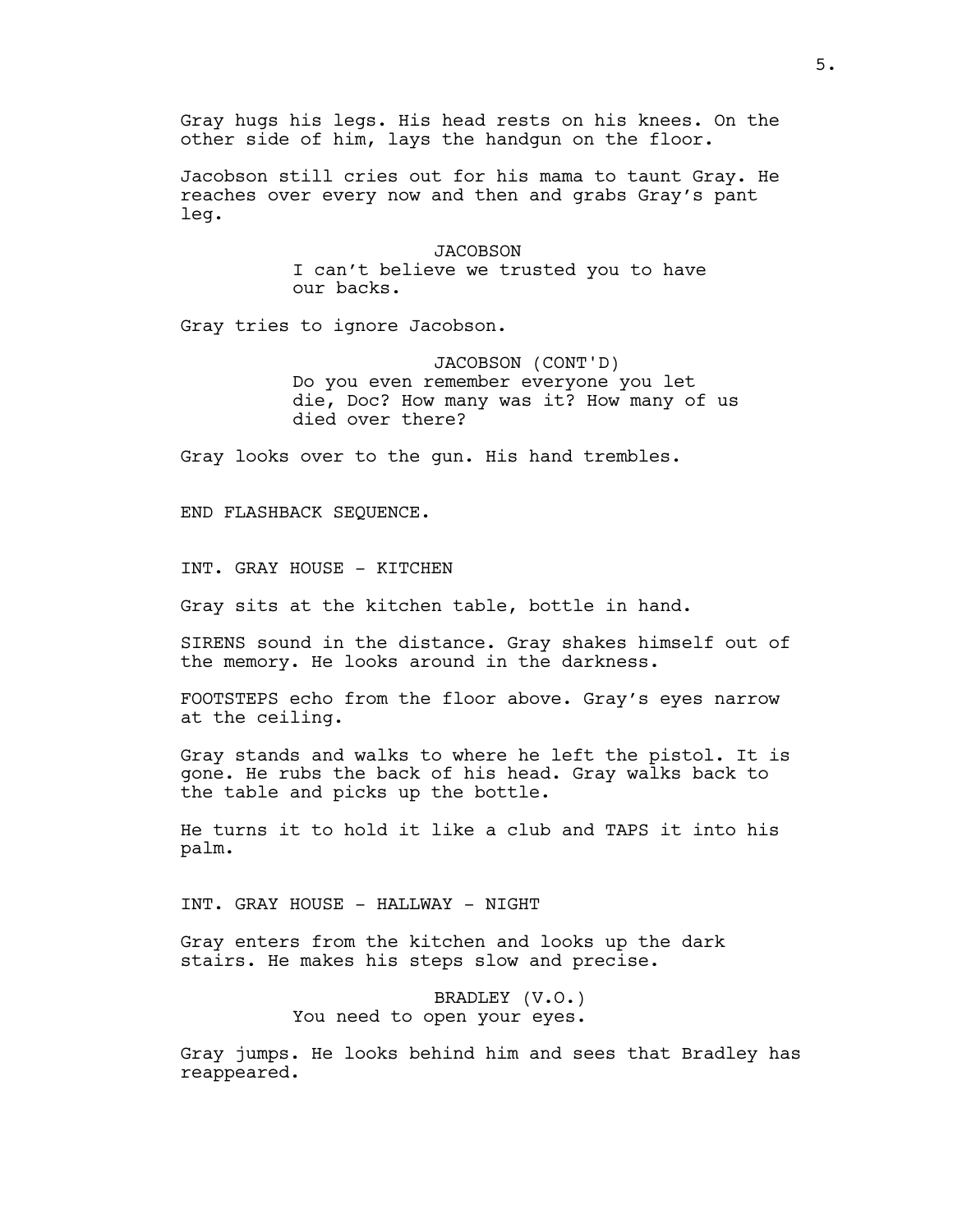Gray hugs his legs. His head rests on his knees. On the other side of him, lays the handgun on the floor.

Jacobson still cries out for his mama to taunt Gray. He reaches over every now and then and grabs Gray's pant leg.

JACOBSON
I can't believe we trusted you to have our backs.

Gray tries to ignore Jacobson.

JACOBSON (CONT'D)
Do you even remember everyone you let die, Doc? How many was it? How many of us died over there?

Gray looks over to the gun. His hand trembles.

END FLASHBACK SEQUENCE.

INT. GRAY HOUSE - KITCHEN

Gray sits at the kitchen table, bottle in hand.

SIRENS sound in the distance. Gray shakes himself out of the memory. He looks around in the darkness.

FOOTSTEPS echo from the floor above. Gray's eyes narrow at the ceiling.

Gray stands and walks to where he left the pistol. It is gone. He rubs the back of his head. Gray walks back to the table and picks up the bottle.

He turns it to hold it like a club and TAPS it into his palm.

INT. GRAY HOUSE - HALLWAY - NIGHT

Gray enters from the kitchen and looks up the dark stairs. He makes his steps slow and precise.

BRADLEY (V.O.)
You need to open your eyes.

Gray jumps. He looks behind him and sees that Bradley has reappeared.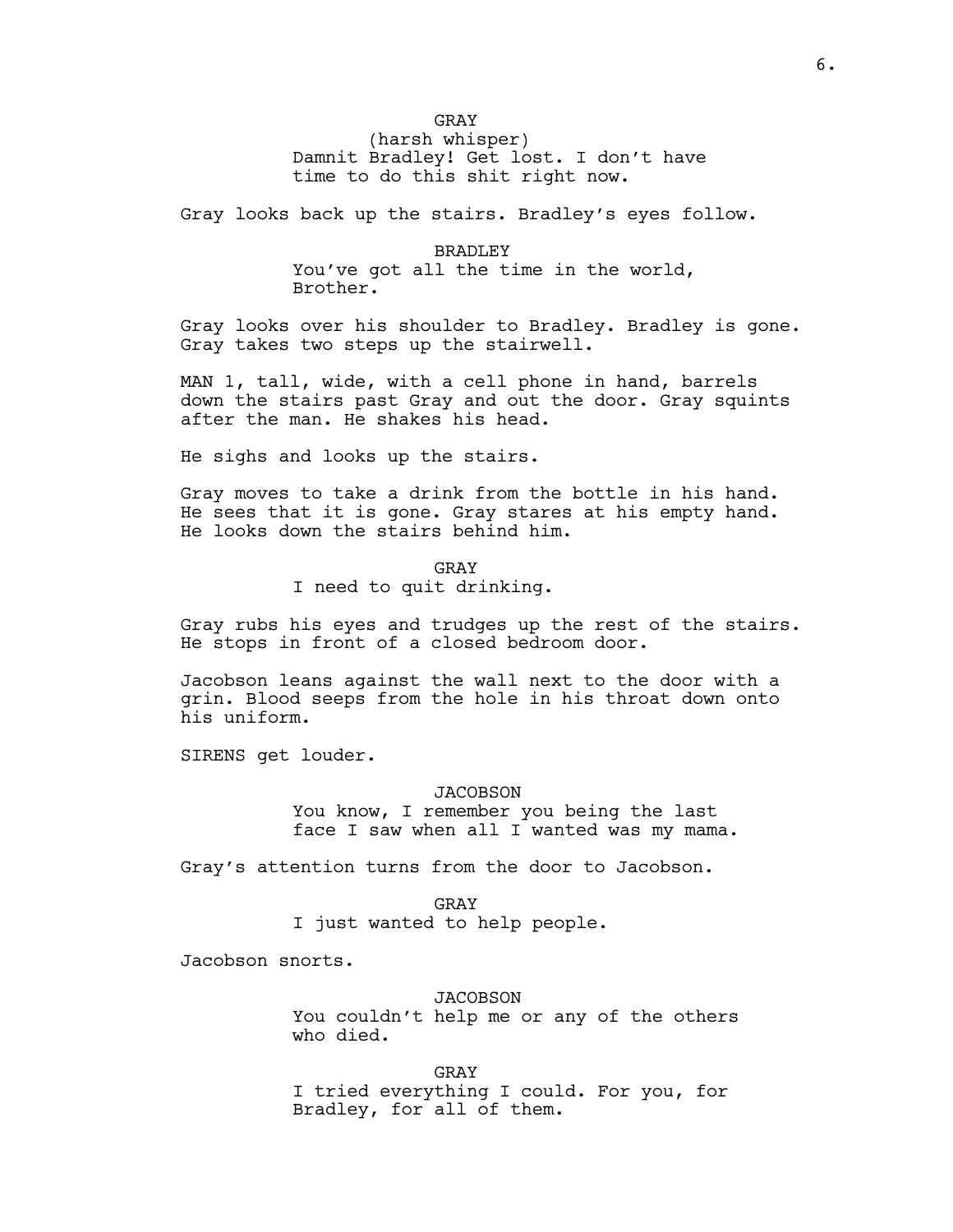GRAY
(harsh whisper)
Damnit Bradley! Get lost. I don't have time to do this shit right now.

Gray looks back up the stairs. Bradley's eyes follow.

BRADLEY
You've got all the time in the world, Brother.

Gray looks over his shoulder to Bradley. Bradley is gone. Gray takes two steps up the stairwell.

MAN 1, tall, wide, with a cell phone in hand, barrels down the stairs past Gray and out the door. Gray squints after the man. He shakes his head.

He sighs and looks up the stairs.

Gray moves to take a drink from the bottle in his hand. He sees that it is gone. Gray stares at his empty hand. He looks down the stairs behind him.

GRAY
I need to quit drinking.

Gray rubs his eyes and trudges up the rest of the stairs. He stops in front of a closed bedroom door.

Jacobson leans against the wall next to the door with a grin. Blood seeps from the hole in his throat down onto his uniform.

SIRENS get louder.

JACOBSON
You know, I remember you being the last face I saw when all I wanted was my mama.

Gray's attention turns from the door to Jacobson.

GRAY
I just wanted to help people.

Jacobson snorts.

JACOBSON
You couldn't help me or any of the others who died.

GRAY
I tried everything I could. For you, for Bradley, for all of them.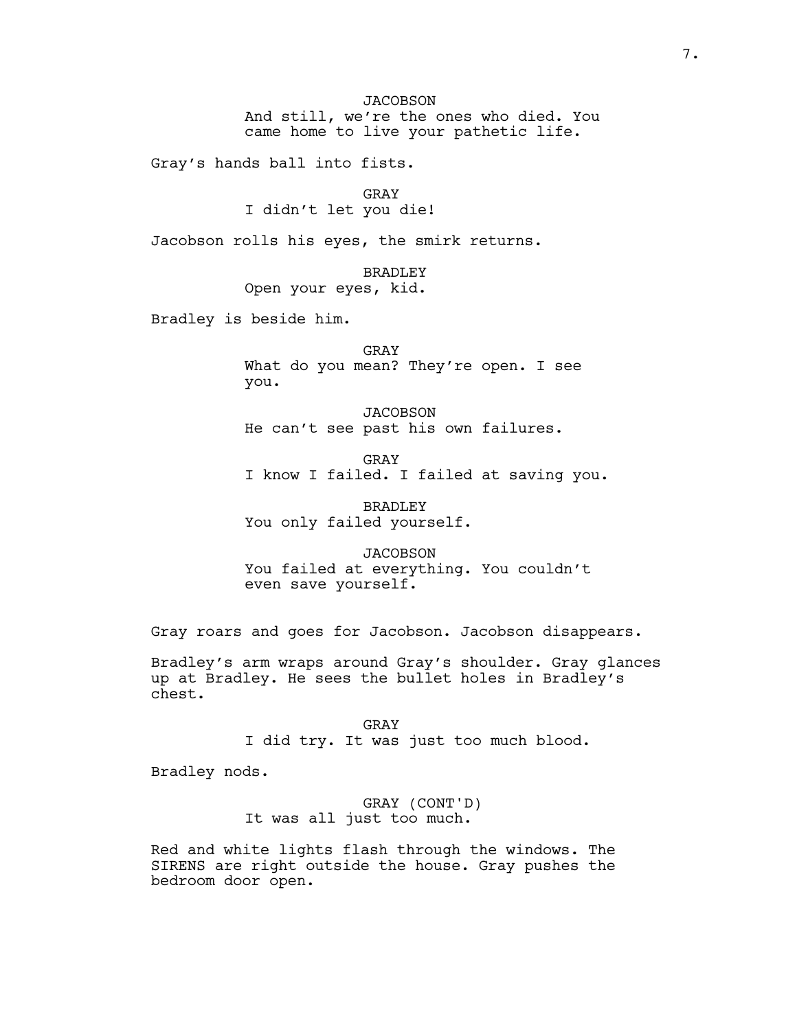JACOBSON
And still, we're the ones who died. You came home to live your pathetic life.

Gray's hands ball into fists.

GRAY
I didn't let you die!

Jacobson rolls his eyes, the smirk returns.

BRADLEY
Open your eyes, kid.

Bradley is beside him.

GRAY
What do you mean? They're open. I see you.

JACOBSON
He can't see past his own failures.

GRAY
I know I failed. I failed at saving you.

BRADLEY
You only failed yourself.

JACOBSON
You failed at everything. You couldn't even save yourself.

Gray roars and goes for Jacobson. Jacobson disappears.

Bradley's arm wraps around Gray's shoulder. Gray glances up at Bradley. He sees the bullet holes in Bradley's chest.

GRAY
I did try. It was just too much blood.

Bradley nods.

GRAY (CONT'D)
It was all just too much.

Red and white lights flash through the windows. The SIRENS are right outside the house. Gray pushes the bedroom door open.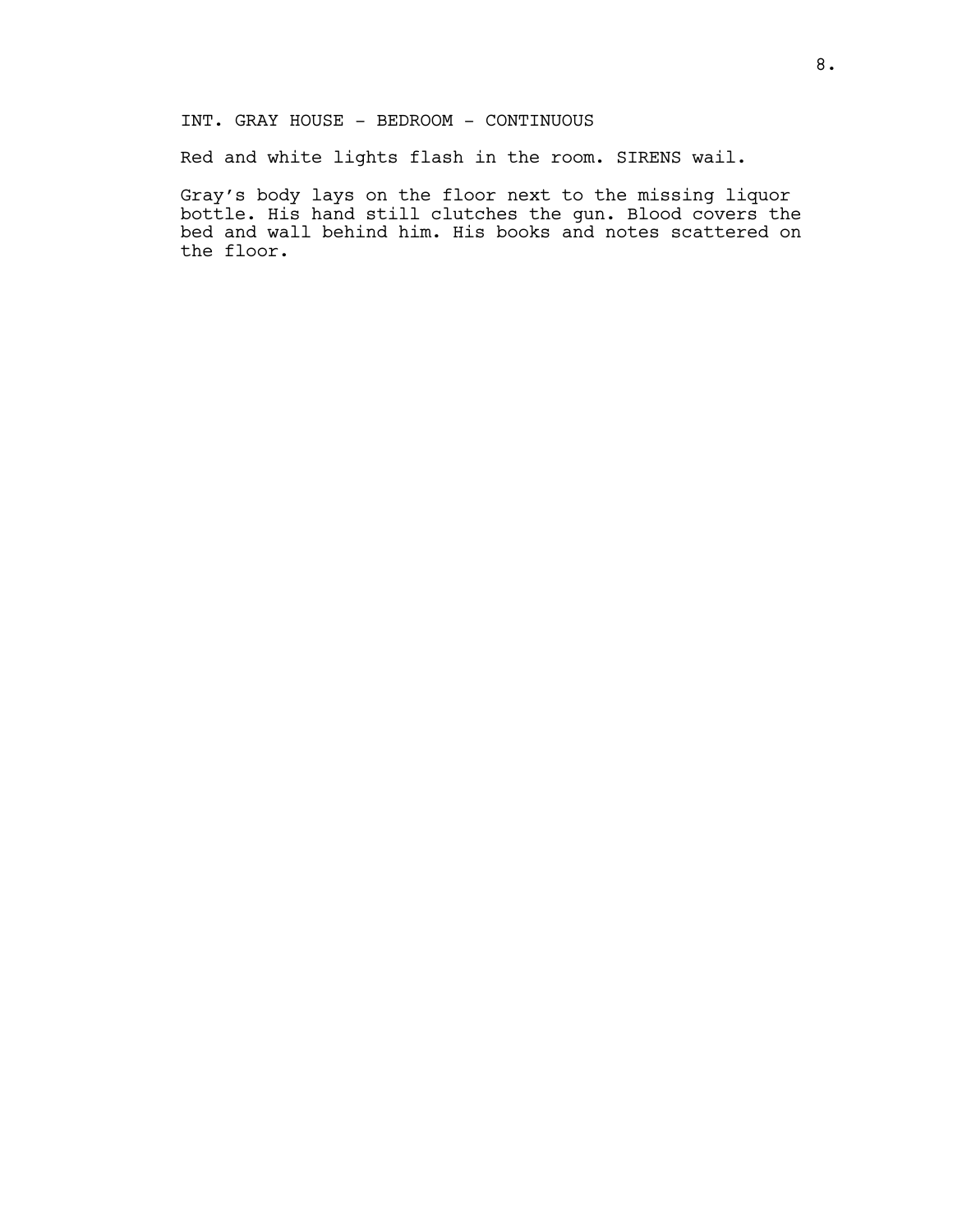INT. GRAY HOUSE - BEDROOM - CONTINUOUS

Red and white lights flash in the room. SIRENS wail.

Gray's body lays on the floor next to the missing liquor bottle. His hand still clutches the gun. Blood covers the bed and wall behind him. His books and notes scattered on the floor.